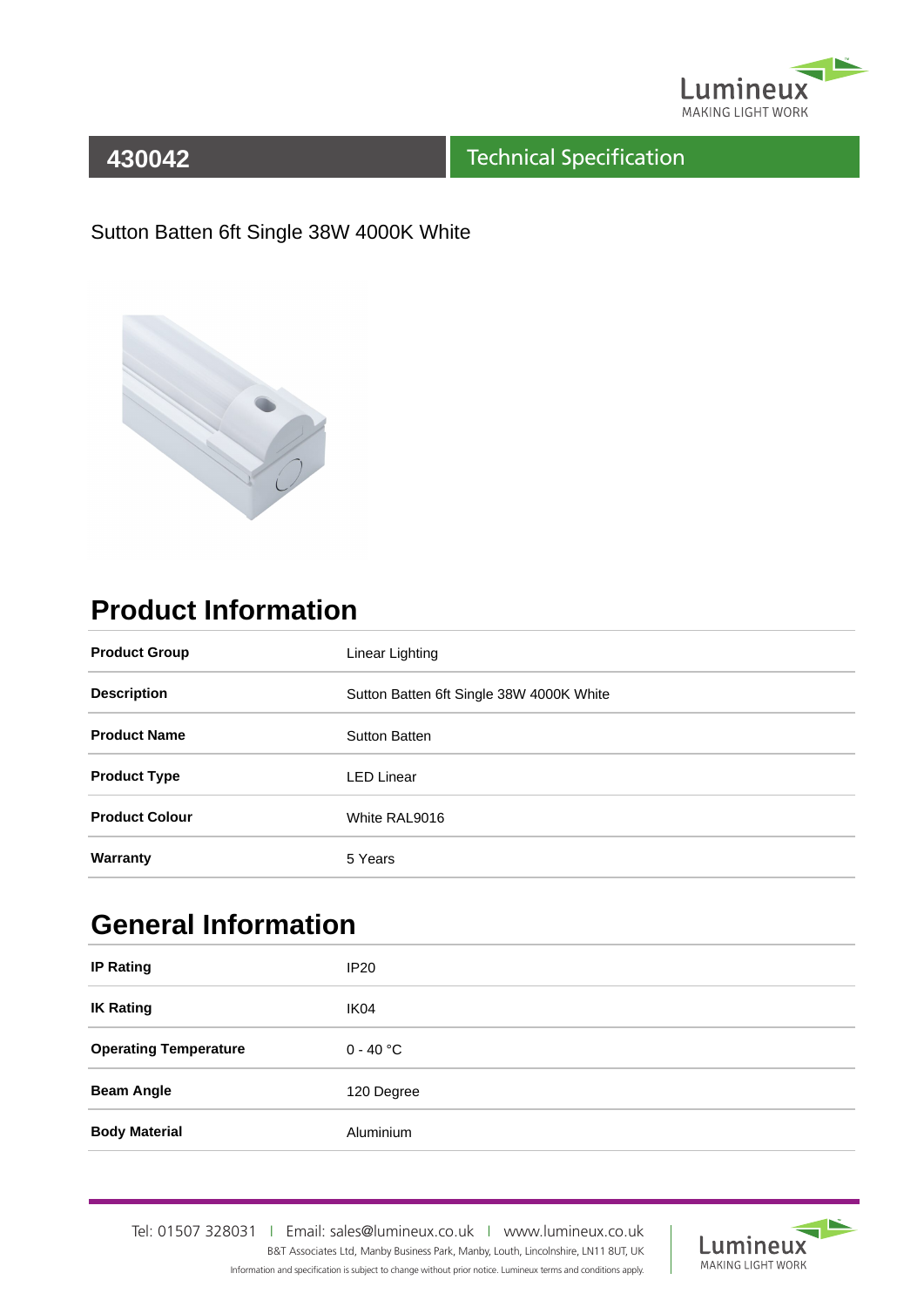# 430042

## Technical Specification

Sutton Batten 6ft Single 38W 4000K White

## Product Information

| | |
|---|---|
| **Product Group** | Linear Lighting |
| **Description** | Sutton Batten 6ft Single 38W 4000K White |
| **Product Name** | Sutton Batten |
| **Product Type** | LED Linear |
| **Product Colour** | White RAL9016 |
| **Warranty** | 5 Years |

## General Information

| | |
|---|---|
| **IP Rating** | IP20 |
| **IK Rating** | IK04 |
| **Operating Temperature** | 0 - 40 °C |
| **Beam Angle** | 120 Degree |
| **Body Material** | Aluminium |

Tel: 01507 328031 | Email: sales@lumineux.co.uk | www.lumineux.co.uk

B&T Associates Ltd, Manby Business Park, Manby, Louth, Lincolnshire, LN11 8UT, UK

Information and specification is subject to change without prior notice. Lumineux terms and conditions apply.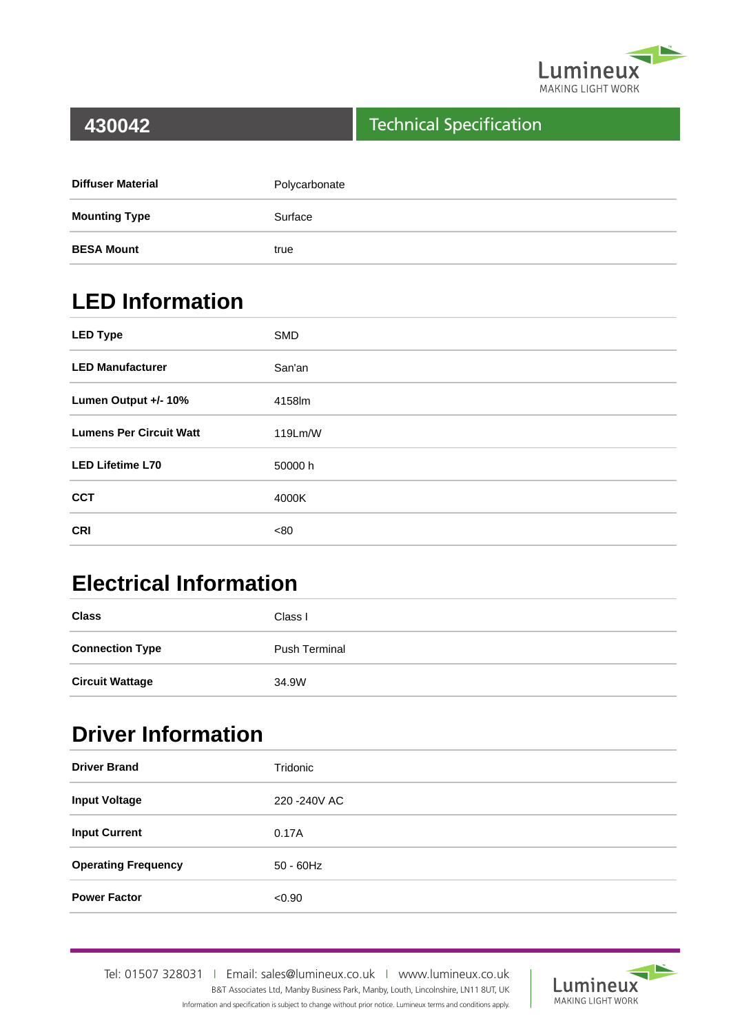## 430042 Technical Specification

| | |
|---|---|
| **Diffuser Material** | Polycarbonate |
| **Mounting Type** | Surface |
| **BESA Mount** | true |

## LED Information

| | |
|---|---|
| **LED Type** | SMD |
| **LED Manufacturer** | San'an |
| **Lumen Output +/- 10%** | 4158lm |
| **Lumens Per Circuit Watt** | 119Lm/W |
| **LED Lifetime L70** | 50000 h |
| **CCT** | 4000K |
| **CRI** | <80 |

## Electrical Information

| | |
|---|---|
| **Class** | Class I |
| **Connection Type** | Push Terminal |
| **Circuit Wattage** | 34.9W |

## Driver Information

| | |
|---|---|
| **Driver Brand** | Tridonic |
| **Input Voltage** | 220 -240V AC |
| **Input Current** | 0.17A |
| **Operating Frequency** | 50 - 60Hz |
| **Power Factor** | <0.90 |

Tel: 01507 328031 | Email: sales@lumineux.co.uk | www.lumineux.co.uk
B&T Associates Ltd, Manby Business Park, Manby, Louth, Lincolnshire, LN11 8UT, UK
Information and specification is subject to change without prior notice. Lumineux terms and conditions apply.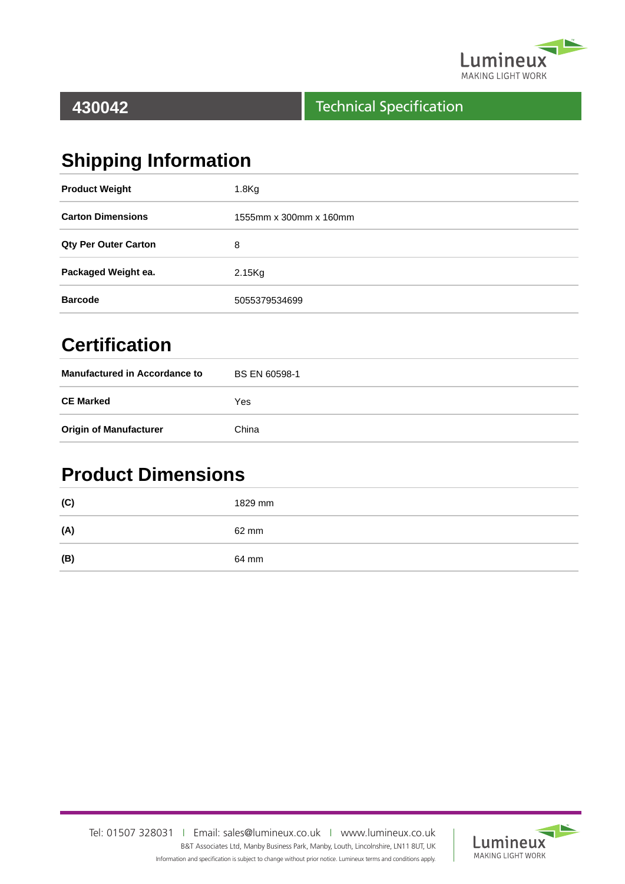# 430042

## Technical Specification

## Shipping Information

| | |
|---|---|
| **Product Weight** | 1.8Kg |
| **Carton Dimensions** | 1555mm x 300mm x 160mm |
| **Qty Per Outer Carton** | 8 |
| **Packaged Weight ea.** | 2.15Kg |
| **Barcode** | 5055379534699 |

## Certification

| | |
|---|---|
| **Manufactured in Accordance to** | BS EN 60598-1 |
| **CE Marked** | Yes |
| **Origin of Manufacturer** | China |

## Product Dimensions

| | |
|---|---|
| **(C)** | 1829 mm |
| **(A)** | 62 mm |
| **(B)** | 64 mm |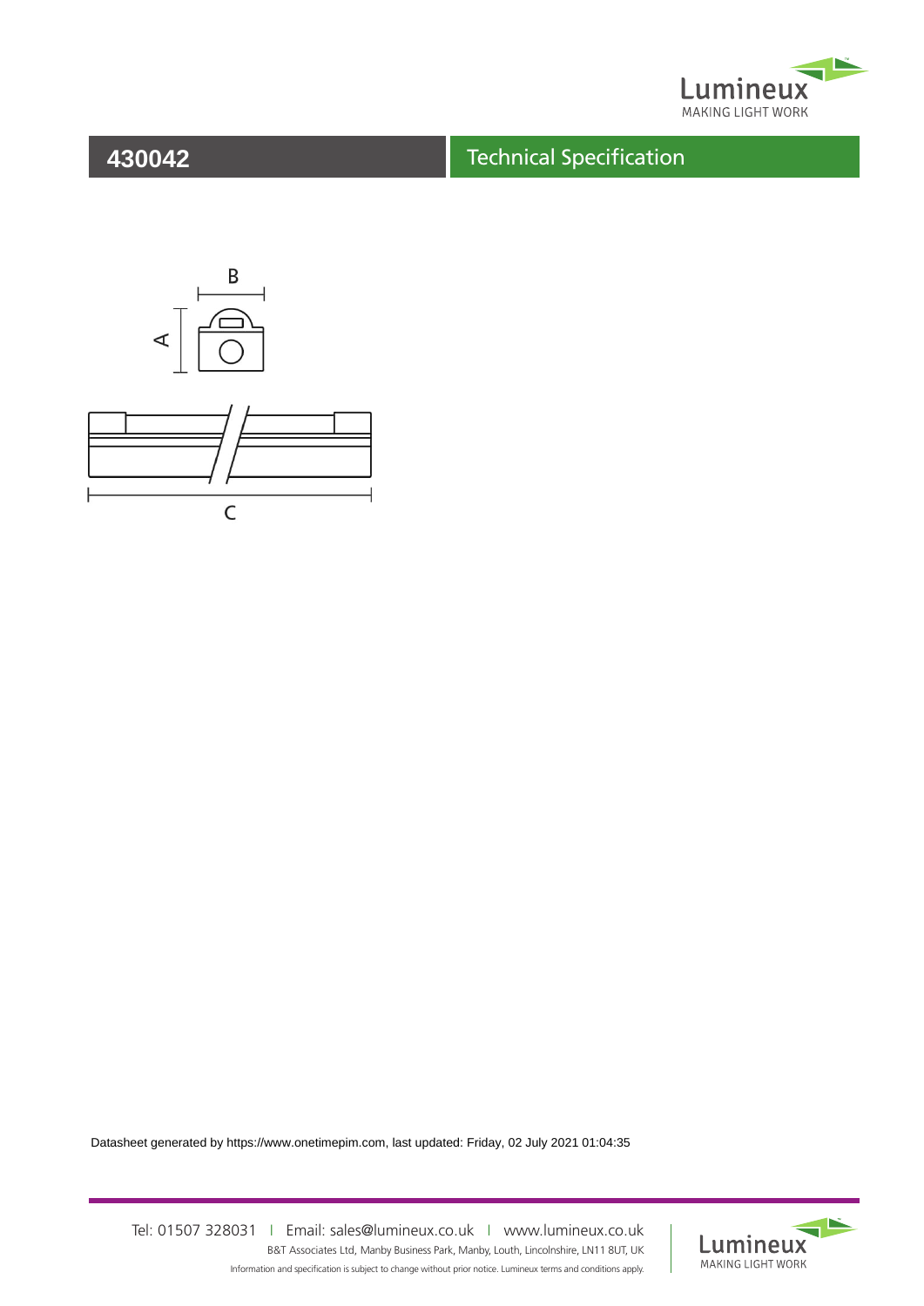# 430042

## Technical Specification

B

A

C

Datasheet generated by https://www.onetimepim.com, last updated: Friday, 02 July 2021 01:04:35